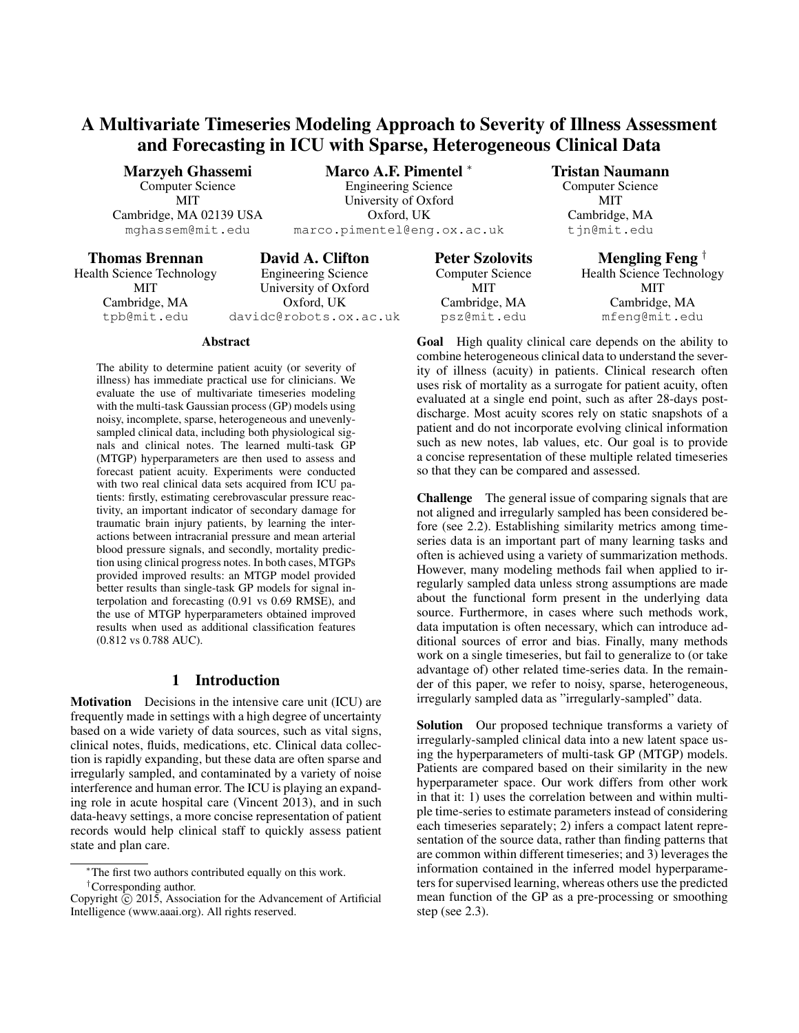# A Multivariate Timeseries Modeling Approach to Severity of Illness Assessment and Forecasting in ICU with Sparse, Heterogeneous Clinical Data

**Marzyeh Ghassemi**
Computer Science
MIT
Cambridge, MA 02139 USA
mghassem@mit.edu

**Marco A.F. Pimentel** *
Engineering Science
University of Oxford
Oxford, UK
marco.pimentel@eng.ox.ac.uk

**Tristan Naumann**
Computer Science
MIT
Cambridge, MA
tjn@mit.edu

**Thomas Brennan**
Health Science Technology
MIT
Cambridge, MA
tpb@mit.edu

**David A. Clifton**
Engineering Science
University of Oxford
Oxford, UK
davidc@robots.ox.ac.uk

**Peter Szolovits**
Computer Science
MIT
Cambridge, MA
psz@mit.edu

**Mengling Feng** †
Health Science Technology
MIT
Cambridge, MA
mfeng@mit.edu

### Abstract

The ability to determine patient acuity (or severity of illness) has immediate practical use for clinicians. We evaluate the use of multivariate timeseries modeling with the multi-task Gaussian process (GP) models using noisy, incomplete, sparse, heterogeneous and unevenly-sampled clinical data, including both physiological signals and clinical notes. The learned multi-task GP (MTGP) hyperparameters are then used to assess and forecast patient acuity. Experiments were conducted with two real clinical data sets acquired from ICU patients: firstly, estimating cerebrovascular pressure reactivity, an important indicator of secondary damage for traumatic brain injury patients, by learning the interactions between intracranial pressure and mean arterial blood pressure signals, and secondly, mortality prediction using clinical progress notes. In both cases, MTGPs provided improved results: an MTGP model provided better results than single-task GP models for signal interpolation and forecasting (0.91 vs 0.69 RMSE), and the use of MTGP hyperparameters obtained improved results when used as additional classification features (0.812 vs 0.788 AUC).

## 1 Introduction

**Motivation** Decisions in the intensive care unit (ICU) are frequently made in settings with a high degree of uncertainty based on a wide variety of data sources, such as vital signs, clinical notes, fluids, medications, etc. Clinical data collection is rapidly expanding, but these data are often sparse and irregularly sampled, and contaminated by a variety of noise interference and human error. The ICU is playing an expanding role in acute hospital care (Vincent 2013), and in such data-heavy settings, a more concise representation of patient records would help clinical staff to quickly assess patient state and plan care.

**Goal** High quality clinical care depends on the ability to combine heterogeneous clinical data to understand the severity of illness (acuity) in patients. Clinical research often uses risk of mortality as a surrogate for patient acuity, often evaluated at a single end point, such as after 28-days post-discharge. Most acuity scores rely on static snapshots of a patient and do not incorporate evolving clinical information such as new notes, lab values, etc. Our goal is to provide a concise representation of these multiple related timeseries so that they can be compared and assessed.

**Challenge** The general issue of comparing signals that are not aligned and irregularly sampled has been considered before (see 2.2). Establishing similarity metrics among timeseries data is an important part of many learning tasks and often is achieved using a variety of summarization methods. However, many modeling methods fail when applied to irregularly sampled data unless strong assumptions are made about the functional form present in the underlying data source. Furthermore, in cases where such methods work, data imputation is often necessary, which can introduce additional sources of error and bias. Finally, many methods work on a single timeseries, but fail to generalize to (or take advantage of) other related time-series data. In the remainder of this paper, we refer to noisy, sparse, heterogeneous, irregularly sampled data as "irregularly-sampled" data.

**Solution** Our proposed technique transforms a variety of irregularly-sampled clinical data into a new latent space using the hyperparameters of multi-task GP (MTGP) models. Patients are compared based on their similarity in the new hyperparameter space. Our work differs from other work in that it: 1) uses the correlation between and within multiple time-series to estimate parameters instead of considering each timeseries separately; 2) infers a compact latent representation of the source data, rather than finding patterns that are common within different timeseries; and 3) leverages the information contained in the inferred model hyperparameters for supervised learning, whereas others use the predicted mean function of the GP as a pre-processing or smoothing step (see 2.3).

*The first two authors contributed equally on this work.
†Corresponding author.
Copyright © 2015, Association for the Advancement of Artificial Intelligence (www.aaai.org). All rights reserved.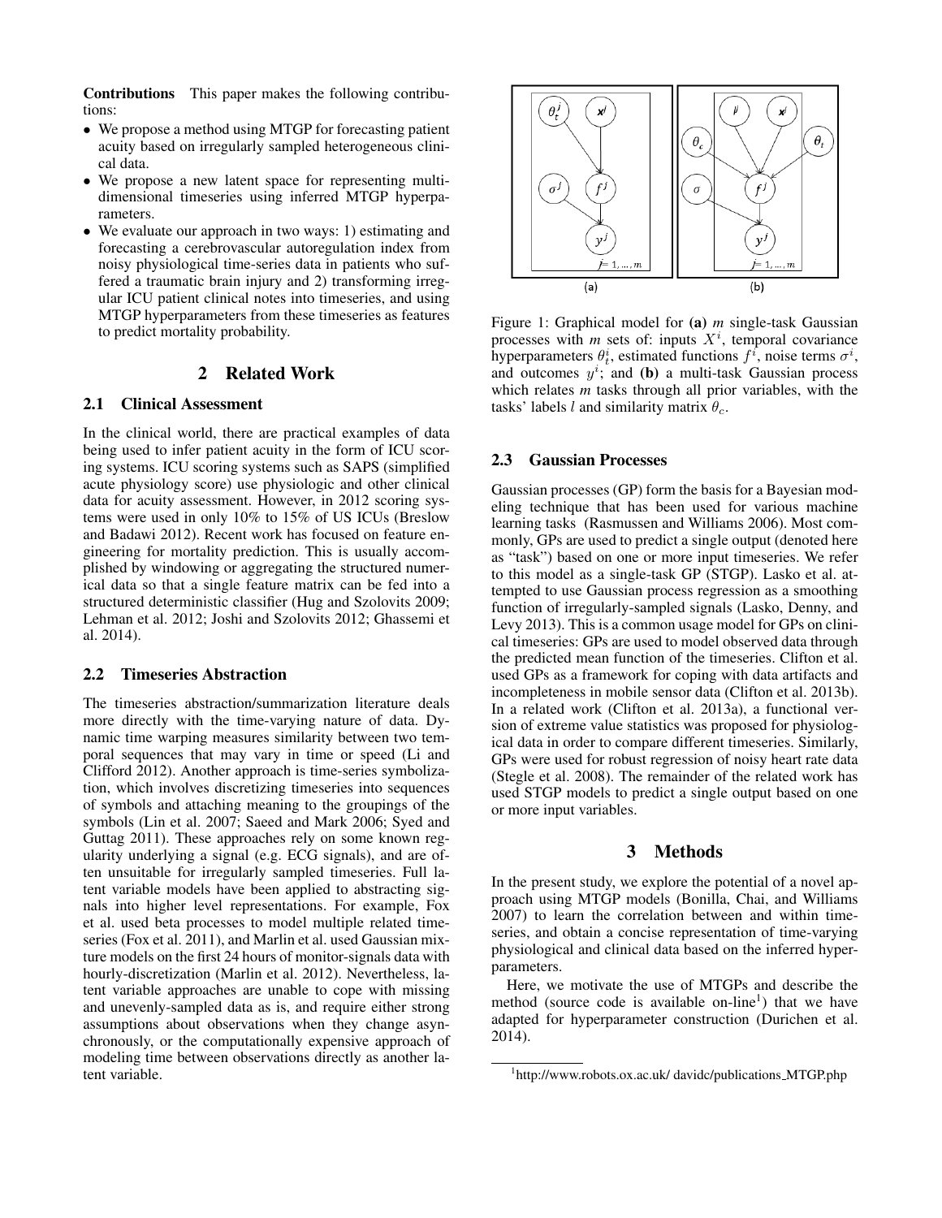**Contributions** This paper makes the following contributions:

- We propose a method using MTGP for forecasting patient acuity based on irregularly sampled heterogeneous clinical data.
- We propose a new latent space for representing multi-dimensional timeseries using inferred MTGP hyperparameters.
- We evaluate our approach in two ways: 1) estimating and forecasting a cerebrovascular autoregulation index from noisy physiological time-series data in patients who suffered a traumatic brain injury and 2) transforming irregular ICU patient clinical notes into timeseries, and using MTGP hyperparameters from these timeseries as features to predict mortality probability.

## 2 Related Work

### 2.1 Clinical Assessment

In the clinical world, there are practical examples of data being used to infer patient acuity in the form of ICU scoring systems. ICU scoring systems such as SAPS (simplified acute physiology score) use physiologic and other clinical data for acuity assessment. However, in 2012 scoring systems were used in only 10% to 15% of US ICUs (Breslow and Badawi 2012). Recent work has focused on feature engineering for mortality prediction. This is usually accomplished by windowing or aggregating the structured numerical data so that a single feature matrix can be fed into a structured deterministic classifier (Hug and Szolovits 2009; Lehman et al. 2012; Joshi and Szolovits 2012; Ghassemi et al. 2014).

### 2.2 Timeseries Abstraction

The timeseries abstraction/summarization literature deals more directly with the time-varying nature of data. Dynamic time warping measures similarity between two temporal sequences that may vary in time or speed (Li and Clifford 2012). Another approach is time-series symbolization, which involves discretizing timeseries into sequences of symbols and attaching meaning to the groupings of the symbols (Lin et al. 2007; Saeed and Mark 2006; Syed and Guttag 2011). These approaches rely on some known regularity underlying a signal (e.g. ECG signals), and are often unsuitable for irregularly sampled timeseries. Full latent variable models have been applied to abstracting signals into higher level representations. For example, Fox et al. used beta processes to model multiple related timeseries (Fox et al. 2011), and Marlin et al. used Gaussian mixture models on the first 24 hours of monitor-signals data with hourly-discretization (Marlin et al. 2012). Nevertheless, latent variable approaches are unable to cope with missing and unevenly-sampled data as is, and require either strong assumptions about observations when they change asynchronously, or the computationally expensive approach of modeling time between observations directly as another latent variable.

Figure 1: Graphical model for **(a)** $m$ single-task Gaussian processes with $m$ sets of: inputs $X^i$, temporal covariance hyperparameters $\theta_t^i$, estimated functions $f^i$, noise terms $\sigma^i$, and outcomes $y^i$; and **(b)** a multi-task Gaussian process which relates $m$ tasks through all prior variables, with the tasks' labels $l$ and similarity matrix $\theta_c$.

### 2.3 Gaussian Processes

Gaussian processes (GP) form the basis for a Bayesian modeling technique that has been used for various machine learning tasks (Rasmussen and Williams 2006). Most commonly, GPs are used to predict a single output (denoted here as "task") based on one or more input timeseries. We refer to this model as a single-task GP (STGP). Lasko et al. attempted to use Gaussian process regression as a smoothing function of irregularly-sampled signals (Lasko, Denny, and Levy 2013). This is a common usage model for GPs on clinical timeseries: GPs are used to model observed data through the predicted mean function of the timeseries. Clifton et al. used GPs as a framework for coping with data artifacts and incompleteness in mobile sensor data (Clifton et al. 2013b). In a related work (Clifton et al. 2013a), a functional version of extreme value statistics was proposed for physiological data in order to compare different timeseries. Similarly, GPs were used for robust regression of noisy heart rate data (Stegle et al. 2008). The remainder of the related work has used STGP models to predict a single output based on one or more input variables.

## 3 Methods

In the present study, we explore the potential of a novel approach using MTGP models (Bonilla, Chai, and Williams 2007) to learn the correlation between and within timeseries, and obtain a concise representation of time-varying physiological and clinical data based on the inferred hyperparameters.

Here, we motivate the use of MTGPs and describe the method (source code is available on-line[1]) that we have adapted for hyperparameter construction (Durichen et al. 2014).

[1] http://www.robots.ox.ac.uk/ davidc/publications_MTGP.php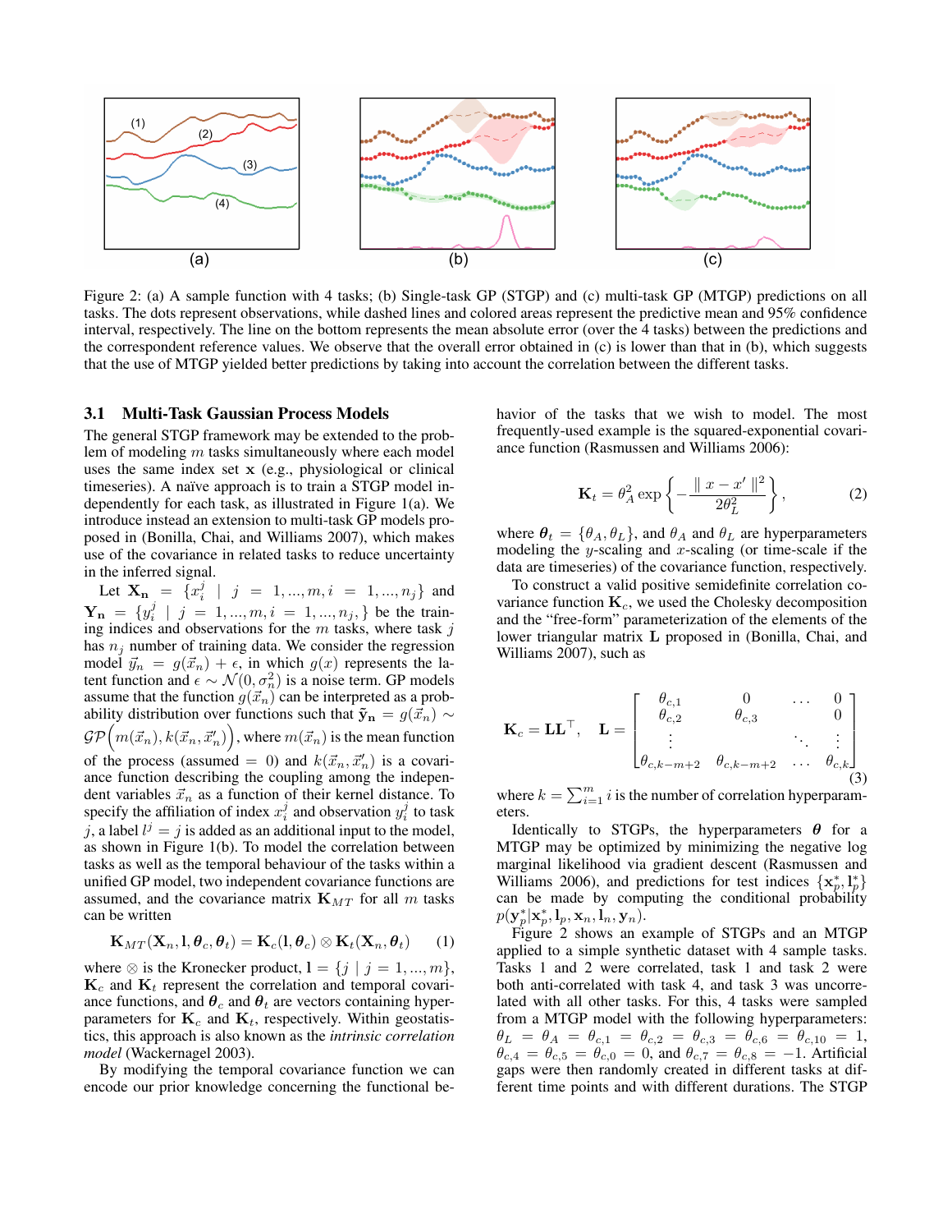Figure 2: (a) A sample function with 4 tasks; (b) Single-task GP (STGP) and (c) multi-task GP (MTGP) predictions on all tasks. The dots represent observations, while dashed lines and colored areas represent the predictive mean and 95% confidence interval, respectively. The line on the bottom represents the mean absolute error (over the 4 tasks) between the predictions and the correspondent reference values. We observe that the overall error obtained in (c) is lower than that in (b), which suggests that the use of MTGP yielded better predictions by taking into account the correlation between the different tasks.

### 3.1 Multi-Task Gaussian Process Models

The general STGP framework may be extended to the problem of modeling $m$ tasks simultaneously where each model uses the same index set $\mathbf{x}$ (e.g., physiological or clinical timeseries). A naïve approach is to train a STGP model independently for each task, as illustrated in Figure 1(a). We introduce instead an extension to multi-task GP models proposed in (Bonilla, Chai, and Williams 2007), which makes use of the covariance in related tasks to reduce uncertainty in the inferred signal.

Let $\mathbf{X_n} = \{x_i^j \mid j = 1, ..., m, i = 1, ..., n_j\}$ and $\mathbf{Y_n} = \{y_i^j \mid j = 1, ..., m, i = 1, ..., n_j,\}$ be the training indices and observations for the $m$ tasks, where task $j$ has $n_j$ number of training data. We consider the regression model $\vec{y}_n = g(\vec{x}_n) + \epsilon$, in which $g(x)$ represents the latent function and $\epsilon \sim \mathcal{N}(0, \sigma_n^2)$ is a noise term. GP models assume that the function $g(\vec{x}_n)$ can be interpreted as a probability distribution over functions such that $\tilde{\mathbf{y}}_\mathbf{n} = g(\vec{x}_n) \sim \mathcal{GP}\Big(m(\vec{x}_n), k(\vec{x}_n, \vec{x}_n')\Big)$, where $m(\vec{x}_n)$ is the mean function of the process (assumed $= 0$) and $k(\vec{x}_n, \vec{x}_n')$ is a covariance function describing the coupling among the independent variables $\vec{x}_n$ as a function of their kernel distance. To specify the affiliation of index $x_i^j$ and observation $y_i^j$ to task $j$, a label $l^j = j$ is added as an additional input to the model, as shown in Figure 1(b). To model the correlation between tasks as well as the temporal behaviour of the tasks within a unified GP model, two independent covariance functions are assumed, and the covariance matrix $\mathbf{K}_{MT}$ for all $m$ tasks can be written

$$\mathbf{K}_{MT}(\mathbf{X}_n, \mathbf{l}, \boldsymbol{\theta}_c, \boldsymbol{\theta}_t) = \mathbf{K}_c(\mathbf{l}, \boldsymbol{\theta}_c) \otimes \mathbf{K}_t(\mathbf{X}_n, \boldsymbol{\theta}_t) \tag{1}$$

where $\otimes$ is the Kronecker product, $\mathbf{l} = \{j \mid j = 1, ..., m\}$, $\mathbf{K}_c$ and $\mathbf{K}_t$ represent the correlation and temporal covariance functions, and $\boldsymbol{\theta}_c$ and $\boldsymbol{\theta}_t$ are vectors containing hyperparameters for $\mathbf{K}_c$ and $\mathbf{K}_t$, respectively. Within geostatistics, this approach is also known as the *intrinsic correlation model* (Wackernagel 2003).

By modifying the temporal covariance function we can encode our prior knowledge concerning the functional behavior of the tasks that we wish to model. The most frequently-used example is the squared-exponential covariance function (Rasmussen and Williams 2006):

$$\mathbf{K}_t = \theta_A^2 \exp\left\{-\frac{\| x - x' \|^2}{2\theta_L^2}\right\}, \tag{2}$$

where $\boldsymbol{\theta}_t = \{\theta_A, \theta_L\}$, and $\theta_A$ and $\theta_L$ are hyperparameters modeling the $y$-scaling and $x$-scaling (or time-scale if the data are timeseries) of the covariance function, respectively.

To construct a valid positive semidefinite correlation covariance function $\mathbf{K}_c$, we used the Cholesky decomposition and the "free-form" parameterization of the elements of the lower triangular matrix $\mathbf{L}$ proposed in (Bonilla, Chai, and Williams 2007), such as

$$\mathbf{K}_c = \mathbf{L}\mathbf{L}^\top, \quad \mathbf{L} = \begin{bmatrix} \theta_{c,1} & 0 & \dots & 0 \\ \theta_{c,2} & \theta_{c,3} & & 0 \\ \vdots & & \ddots & \vdots \\ \theta_{c,k-m+2} & \theta_{c,k-m+2} & \dots & \theta_{c,k} \end{bmatrix} \tag{3}$$

where $k = \sum_{i=1}^{m} i$ is the number of correlation hyperparameters.

Identically to STGPs, the hyperparameters $\boldsymbol{\theta}$ for a MTGP may be optimized by minimizing the negative log marginal likelihood via gradient descent (Rasmussen and Williams 2006), and predictions for test indices $\{\mathbf{x}_p^*, \mathbf{l}_p^*\}$ can be made by computing the conditional probability $p(\mathbf{y}_p^* | \mathbf{x}_p^*, \mathbf{l}_p, \mathbf{x}_n, \mathbf{l}_n, \mathbf{y}_n)$.

Figure 2 shows an example of STGPs and an MTGP applied to a simple synthetic dataset with 4 sample tasks. Tasks 1 and 2 were correlated, task 1 and task 2 were both anti-correlated with task 4, and task 3 was uncorrelated with all other tasks. For this, 4 tasks were sampled from a MTGP model with the following hyperparameters: $\theta_L = \theta_A = \theta_{c,1} = \theta_{c,2} = \theta_{c,3} = \theta_{c,6} = \theta_{c,10} = 1$, $\theta_{c,4} = \theta_{c,5} = \theta_{c,0} = 0$, and $\theta_{c,7} = \theta_{c,8} = -1$. Artificial gaps were then randomly created in different tasks at different time points and with different durations. The STGP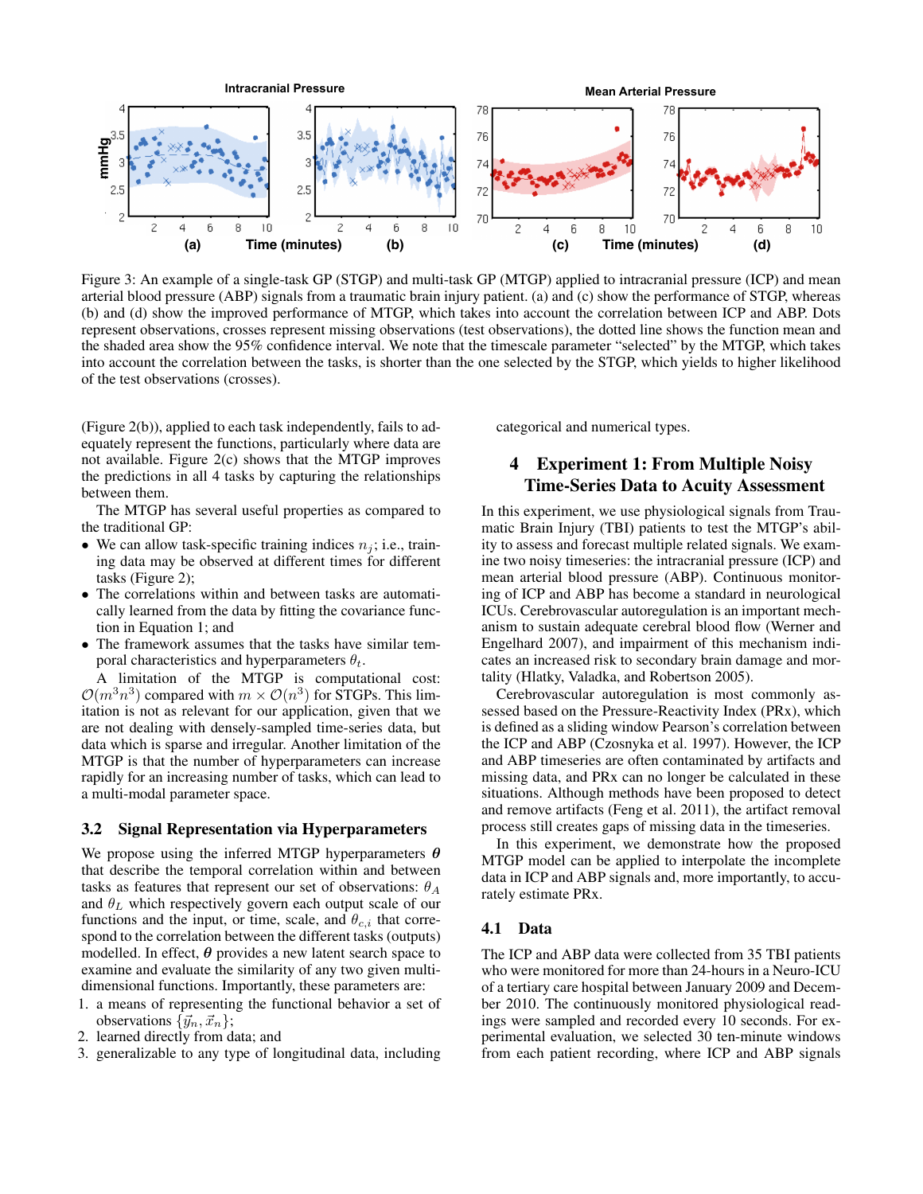Figure 3: An example of a single-task GP (STGP) and multi-task GP (MTGP) applied to intracranial pressure (ICP) and mean arterial blood pressure (ABP) signals from a traumatic brain injury patient. (a) and (c) show the performance of STGP, whereas (b) and (d) show the improved performance of MTGP, which takes into account the correlation between ICP and ABP. Dots represent observations, crosses represent missing observations (test observations), the dotted line shows the function mean and the shaded area show the 95% confidence interval. We note that the timescale parameter "selected" by the MTGP, which takes into account the correlation between the tasks, is shorter than the one selected by the STGP, which yields to higher likelihood of the test observations (crosses).

(Figure 2(b)), applied to each task independently, fails to adequately represent the functions, particularly where data are not available. Figure 2(c) shows that the MTGP improves the predictions in all 4 tasks by capturing the relationships between them.

The MTGP has several useful properties as compared to the traditional GP:

- We can allow task-specific training indices $n_j$; i.e., training data may be observed at different times for different tasks (Figure 2);
- The correlations within and between tasks are automatically learned from the data by fitting the covariance function in Equation 1; and
- The framework assumes that the tasks have similar temporal characteristics and hyperparameters $\theta_t$.

A limitation of the MTGP is computational cost: $\mathcal{O}(m^3 n^3)$ compared with $m \times \mathcal{O}(n^3)$ for STGPs. This limitation is not as relevant for our application, given that we are not dealing with densely-sampled time-series data, but data which is sparse and irregular. Another limitation of the MTGP is that the number of hyperparameters can increase rapidly for an increasing number of tasks, which can lead to a multi-modal parameter space.

## 3.2 Signal Representation via Hyperparameters

We propose using the inferred MTGP hyperparameters $\boldsymbol{\theta}$ that describe the temporal correlation within and between tasks as features that represent our set of observations: $\theta_A$ and $\theta_L$ which respectively govern each output scale of our functions and the input, or time, scale, and $\theta_{c,i}$ that correspond to the correlation between the different tasks (outputs) modelled. In effect, $\boldsymbol{\theta}$ provides a new latent search space to examine and evaluate the similarity of any two given multi-dimensional functions. Importantly, these parameters are:

1. a means of representing the functional behavior a set of observations $\{\vec{y}_n, \vec{x}_n\}$;
2. learned directly from data; and
3. generalizable to any type of longitudinal data, including categorical and numerical types.

# 4 Experiment 1: From Multiple Noisy Time-Series Data to Acuity Assessment

In this experiment, we use physiological signals from Traumatic Brain Injury (TBI) patients to test the MTGP's ability to assess and forecast multiple related signals. We examine the two noisy timeseries: the intracranial pressure (ICP) and mean arterial blood pressure (ABP). Continuous monitoring of ICP and ABP has become a standard in neurological ICUs. Cerebrovascular autoregulation is an important mechanism to sustain adequate cerebral blood flow (Werner and Engelhard 2007), and impairment of this mechanism indicates an increased risk to secondary brain damage and mortality (Hlatky, Valadka, and Robertson 2005).

Cerebrovascular autoregulation is most commonly assessed based on the Pressure-Reactivity Index (PRx), which is defined as a sliding window Pearson's correlation between the ICP and ABP (Czosnyka et al. 1997). However, the ICP and ABP timeseries are often contaminated by artifacts and missing data, and PRx can no longer be calculated in these situations. Although methods have been proposed to detect and remove artifacts (Feng et al. 2011), the artifact removal process still creates gaps of missing data in the timeseries.

In this experiment, we demonstrate how the proposed MTGP model can be applied to interpolate the incomplete data in ICP and ABP signals and, more importantly, to accurately estimate PRx.

## 4.1 Data

The ICP and ABP data were collected from 35 TBI patients who were monitored for more than 24-hours in a Neuro-ICU of a tertiary care hospital between January 2009 and December 2010. The continuously monitored physiological readings were sampled and recorded every 10 seconds. For experimental evaluation, we selected 30 ten-minute windows from each patient recording, where ICP and ABP signals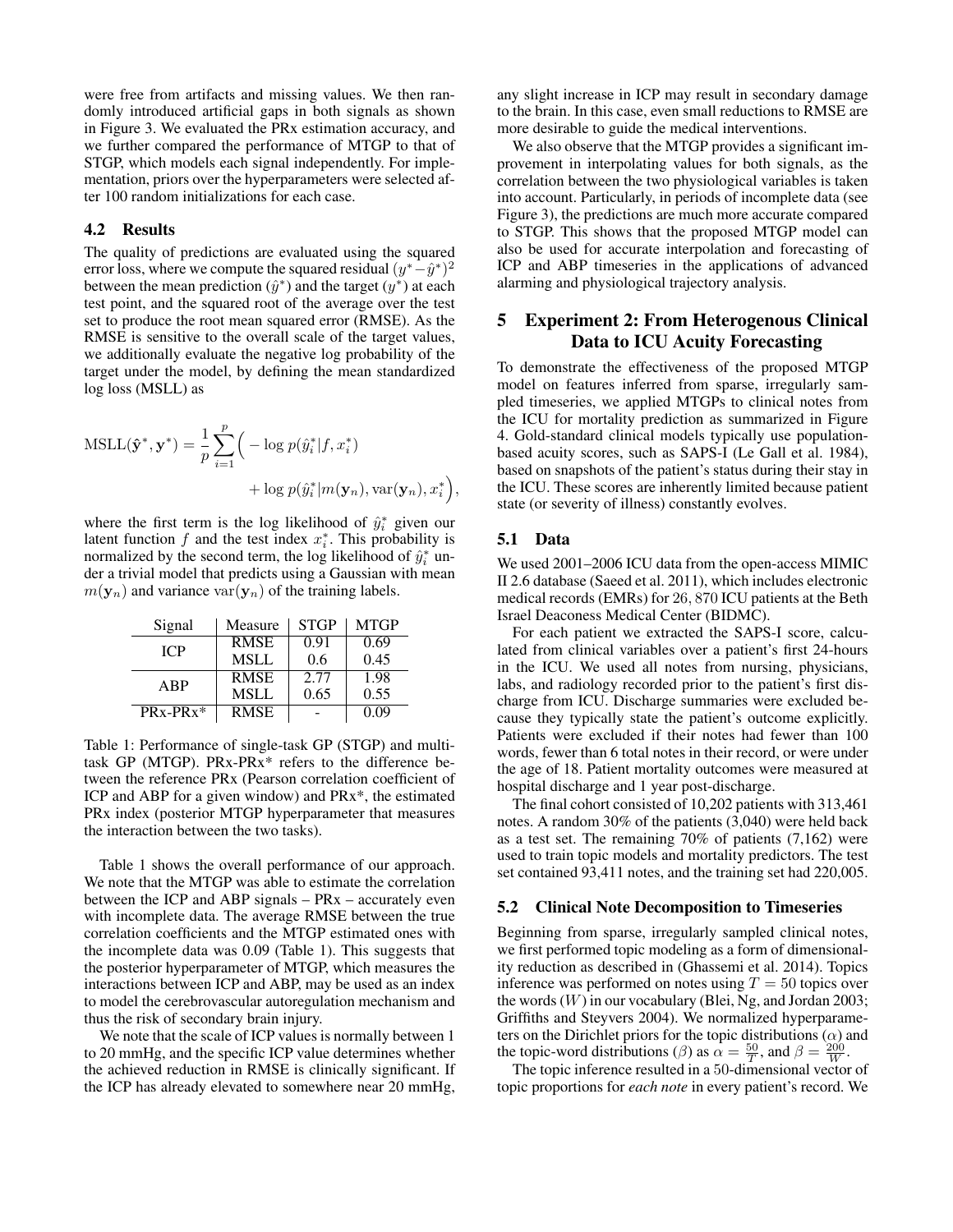were free from artifacts and missing values. We then randomly introduced artificial gaps in both signals as shown in Figure 3. We evaluated the PRx estimation accuracy, and we further compared the performance of MTGP to that of STGP, which models each signal independently. For implementation, priors over the hyperparameters were selected after 100 random initializations for each case.

### 4.2 Results

The quality of predictions are evaluated using the squared error loss, where we compute the squared residual $(y^* - \hat{y}^*)^2$ between the mean prediction ($\hat{y}^*$) and the target ($y^*$) at each test point, and the squared root of the average over the test set to produce the root mean squared error (RMSE). As the RMSE is sensitive to the overall scale of the target values, we additionally evaluate the negative log probability of the target under the model, by defining the mean standardized log loss (MSLL) as

$$\mathrm{MSLL}(\hat{\mathbf{y}}^*, \mathbf{y}^*) = \frac{1}{p}\sum_{i=1}^{p}\Big( - \log p(\hat{y}_i^* | f, x_i^*) + \log p(\hat{y}_i^* | m(\mathbf{y}_n), \mathrm{var}(\mathbf{y}_n), x_i^*\Big),$$

where the first term is the log likelihood of $\hat{y}_i^*$ given our latent function $f$ and the test index $x_i^*$. This probability is normalized by the second term, the log likelihood of $\hat{y}_i^*$ under a trivial model that predicts using a Gaussian with mean $m(\mathbf{y}_n)$ and variance $\mathrm{var}(\mathbf{y}_n)$ of the training labels.

| Signal | Measure | STGP | MTGP |
|---|---|---|---|
| ICP | RMSE | 0.91 | 0.69 |
| | MSLL | 0.6 | 0.45 |
| ABP | RMSE | 2.77 | 1.98 |
| | MSLL | 0.65 | 0.55 |
| PRx-PRx* | RMSE | - | 0.09 |

Table 1: Performance of single-task GP (STGP) and multi-task GP (MTGP). PRx-PRx* refers to the difference between the reference PRx (Pearson correlation coefficient of ICP and ABP for a given window) and PRx*, the estimated PRx index (posterior MTGP hyperparameter that measures the interaction between the two tasks).

Table 1 shows the overall performance of our approach. We note that the MTGP was able to estimate the correlation between the ICP and ABP signals – PRx – accurately even with incomplete data. The average RMSE between the true correlation coefficients and the MTGP estimated ones with the incomplete data was 0.09 (Table 1). This suggests that the posterior hyperparameter of MTGP, which measures the interactions between ICP and ABP, may be used as an index to model the cerebrovascular autoregulation mechanism and thus the risk of secondary brain injury.

We note that the scale of ICP values is normally between 1 to 20 mmHg, and the specific ICP value determines whether the achieved reduction in RMSE is clinically significant. If the ICP has already elevated to somewhere near 20 mmHg, any slight increase in ICP may result in secondary damage to the brain. In this case, even small reductions to RMSE are more desirable to guide the medical interventions.

We also observe that the MTGP provides a significant improvement in interpolating values for both signals, as the correlation between the two physiological variables is taken into account. Particularly, in periods of incomplete data (see Figure 3), the predictions are much more accurate compared to STGP. This shows that the proposed MTGP model can also be used for accurate interpolation and forecasting of ICP and ABP timeseries in the applications of advanced alarming and physiological trajectory analysis.

## 5 Experiment 2: From Heterogenous Clinical Data to ICU Acuity Forecasting

To demonstrate the effectiveness of the proposed MTGP model on features inferred from sparse, irregularly sampled timeseries, we applied MTGPs to clinical notes from the ICU for mortality prediction as summarized in Figure 4. Gold-standard clinical models typically use population-based acuity scores, such as SAPS-I (Le Gall et al. 1984), based on snapshots of the patient's status during their stay in the ICU. These scores are inherently limited because patient state (or severity of illness) constantly evolves.

### 5.1 Data

We used 2001–2006 ICU data from the open-access MIMIC II 2.6 database (Saeed et al. 2011), which includes electronic medical records (EMRs) for 26,870 ICU patients at the Beth Israel Deaconess Medical Center (BIDMC).

For each patient we extracted the SAPS-I score, calculated from clinical variables over a patient's first 24-hours in the ICU. We used all notes from nursing, physicians, labs, and radiology recorded prior to the patient's first discharge from ICU. Discharge summaries were excluded because they typically state the patient's outcome explicitly. Patients were excluded if their notes had fewer than 100 words, fewer than 6 total notes in their record, or were under the age of 18. Patient mortality outcomes were measured at hospital discharge and 1 year post-discharge.

The final cohort consisted of 10,202 patients with 313,461 notes. A random 30% of the patients (3,040) were held back as a test set. The remaining 70% of patients (7,162) were used to train topic models and mortality predictors. The test set contained 93,411 notes, and the training set had 220,005.

### 5.2 Clinical Note Decomposition to Timeseries

Beginning from sparse, irregularly sampled clinical notes, we first performed topic modeling as a form of dimensionality reduction as described in (Ghassemi et al. 2014). Topics inference was performed on notes using $T = 50$ topics over the words ($W$) in our vocabulary (Blei, Ng, and Jordan 2003; Griffiths and Steyvers 2004). We normalized hyperparameters on the Dirichlet priors for the topic distributions ($\alpha$) and the topic-word distributions ($\beta$) as $\alpha = \frac{50}{T}$, and $\beta = \frac{200}{W}$.

The topic inference resulted in a 50-dimensional vector of topic proportions for *each note* in every patient's record. We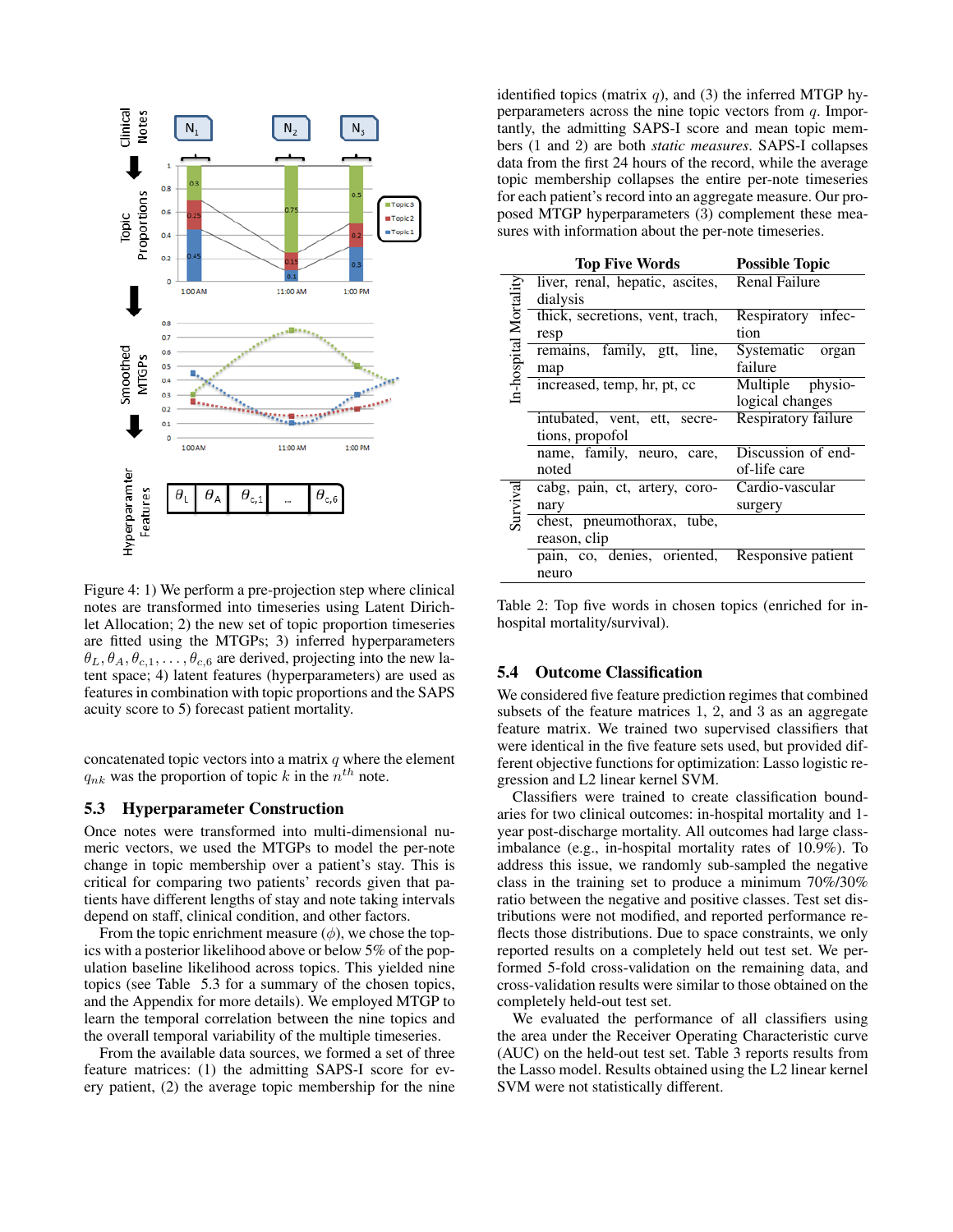Figure 4: 1) We perform a pre-projection step where clinical notes are transformed into timeseries using Latent Dirichlet Allocation; 2) the new set of topic proportion timeseries are fitted using the MTGPs; 3) inferred hyperparameters $\theta_L, \theta_A, \theta_{c,1}, \ldots, \theta_{c,6}$ are derived, projecting into the new latent space; 4) latent features (hyperparameters) are used as features in combination with topic proportions and the SAPS acuity score to 5) forecast patient mortality.

concatenated topic vectors into a matrix $q$ where the element $q_{nk}$ was the proportion of topic $k$ in the $n^{th}$ note.

### 5.3 Hyperparameter Construction

Once notes were transformed into multi-dimensional numeric vectors, we used the MTGPs to model the per-note change in topic membership over a patient's stay. This is critical for comparing two patients' records given that patients have different lengths of stay and note taking intervals depend on staff, clinical condition, and other factors.

From the topic enrichment measure ($\phi$), we chose the topics with a posterior likelihood above or below 5% of the population baseline likelihood across topics. This yielded nine topics (see Table 5.3 for a summary of the chosen topics, and the Appendix for more details). We employed MTGP to learn the temporal correlation between the nine topics and the overall temporal variability of the multiple timeseries.

From the available data sources, we formed a set of three feature matrices: (1) the admitting SAPS-I score for every patient, (2) the average topic membership for the nine identified topics (matrix $q$), and (3) the inferred MTGP hyperparameters across the nine topic vectors from $q$. Importantly, the admitting SAPS-I score and mean topic members (1 and 2) are both *static measures*. SAPS-I collapses data from the first 24 hours of the record, while the average topic membership collapses the entire per-note timeseries for each patient's record into an aggregate measure. Our proposed MTGP hyperparameters (3) complement these measures with information about the per-note timeseries.

| | Top Five Words | Possible Topic |
|---|---|---|
| In-hospital Mortality | liver, renal, hepatic, ascites, dialysis | Renal Failure |
| | thick, secretions, vent, trach, resp | Respiratory infection |
| | remains, family, gtt, line, map | Systematic organ failure |
| | increased, temp, hr, pt, cc | Multiple physiological changes |
| | intubated, vent, ett, secretions, propofol | Respiratory failure |
| | name, family, neuro, care, noted | Discussion of end-of-life care |
| Survival | cabg, pain, ct, artery, coronary | Cardio-vascular surgery |
| | chest, pneumothorax, tube, reason, clip | |
| | pain, co, denies, oriented, neuro | Responsive patient |

Table 2: Top five words in chosen topics (enriched for in-hospital mortality/survival).

### 5.4 Outcome Classification

We considered five feature prediction regimes that combined subsets of the feature matrices 1, 2, and 3 as an aggregate feature matrix. We trained two supervised classifiers that were identical in the five feature sets used, but provided different objective functions for optimization: Lasso logistic regression and L2 linear kernel SVM.

Classifiers were trained to create classification boundaries for two clinical outcomes: in-hospital mortality and 1-year post-discharge mortality. All outcomes had large class-imbalance (e.g., in-hospital mortality rates of 10.9%). To address this issue, we randomly sub-sampled the negative class in the training set to produce a minimum 70%/30% ratio between the negative and positive classes. Test set distributions were not modified, and reported performance reflects those distributions. Due to space constraints, we only reported results on a completely held out test set. We performed 5-fold cross-validation on the remaining data, and cross-validation results were similar to those obtained on the completely held-out test set.

We evaluated the performance of all classifiers using the area under the Receiver Operating Characteristic curve (AUC) on the held-out test set. Table 3 reports results from the Lasso model. Results obtained using the L2 linear kernel SVM were not statistically different.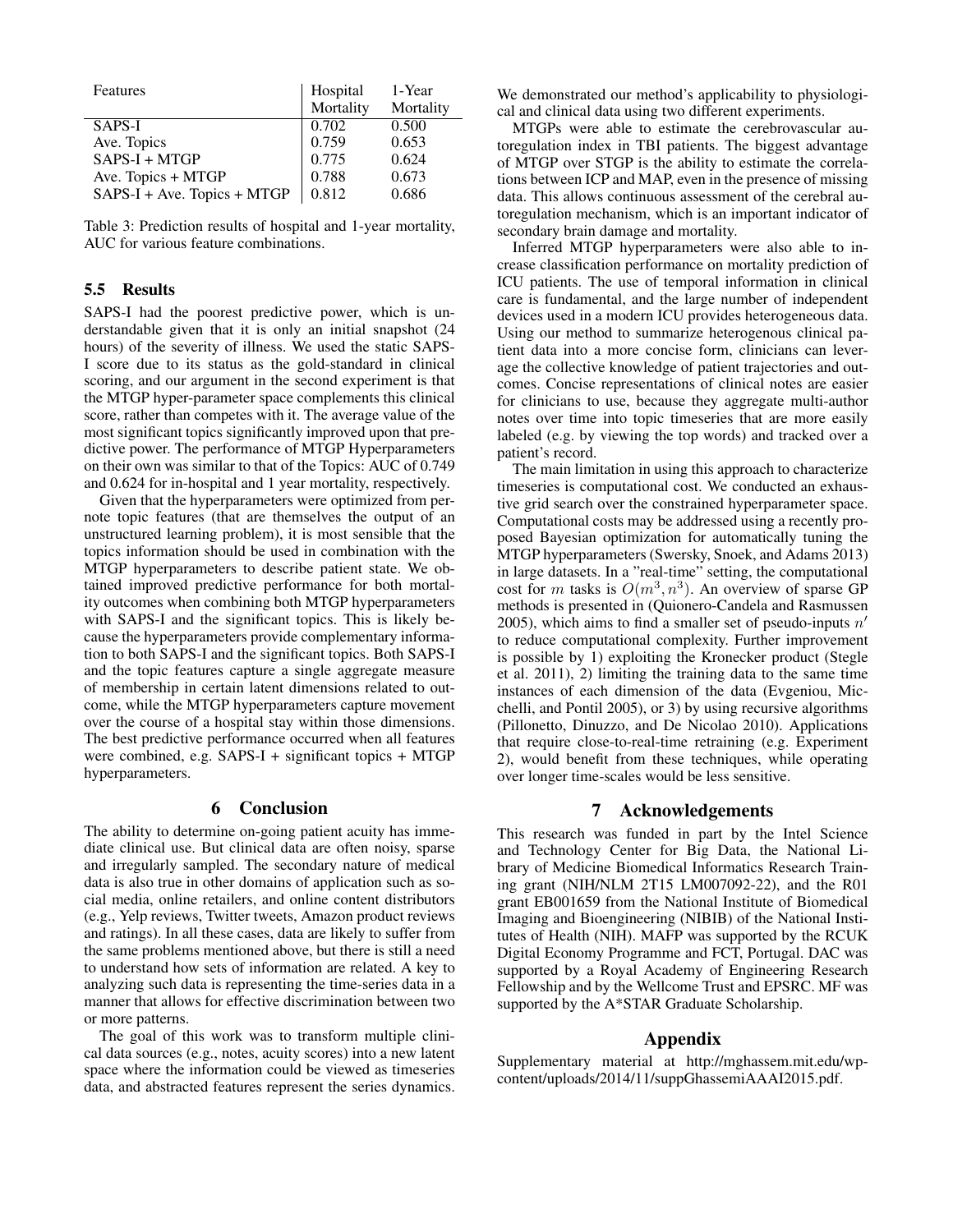| Features | Hospital Mortality | 1-Year Mortality |
|---|---|---|
| SAPS-I | 0.702 | 0.500 |
| Ave. Topics | 0.759 | 0.653 |
| SAPS-I + MTGP | 0.775 | 0.624 |
| Ave. Topics + MTGP | 0.788 | 0.673 |
| SAPS-I + Ave. Topics + MTGP | 0.812 | 0.686 |

Table 3: Prediction results of hospital and 1-year mortality, AUC for various feature combinations.

### 5.5 Results

SAPS-I had the poorest predictive power, which is understandable given that it is only an initial snapshot (24 hours) of the severity of illness. We used the static SAPS-I score due to its status as the gold-standard in clinical scoring, and our argument in the second experiment is that the MTGP hyper-parameter space complements this clinical score, rather than competes with it. The average value of the most significant topics significantly improved upon that predictive power. The performance of MTGP Hyperparameters on their own was similar to that of the Topics: AUC of 0.749 and 0.624 for in-hospital and 1 year mortality, respectively.

Given that the hyperparameters were optimized from per-note topic features (that are themselves the output of an unstructured learning problem), it is most sensible that the topics information should be used in combination with the MTGP hyperparameters to describe patient state. We obtained improved predictive performance for both mortality outcomes when combining both MTGP hyperparameters with SAPS-I and the significant topics. This is likely because the hyperparameters provide complementary information to both SAPS-I and the significant topics. Both SAPS-I and the topic features capture a single aggregate measure of membership in certain latent dimensions related to outcome, while the MTGP hyperparameters capture movement over the course of a hospital stay within those dimensions. The best predictive performance occurred when all features were combined, e.g. SAPS-I + significant topics + MTGP hyperparameters.

## 6 Conclusion

The ability to determine on-going patient acuity has immediate clinical use. But clinical data are often noisy, sparse and irregularly sampled. The secondary nature of medical data is also true in other domains of application such as social media, online retailers, and online content distributors (e.g., Yelp reviews, Twitter tweets, Amazon product reviews and ratings). In all these cases, data are likely to suffer from the same problems mentioned above, but there is still a need to understand how sets of information are related. A key to analyzing such data is representing the time-series data in a manner that allows for effective discrimination between two or more patterns.

The goal of this work was to transform multiple clinical data sources (e.g., notes, acuity scores) into a new latent space where the information could be viewed as timeseries data, and abstracted features represent the series dynamics. We demonstrated our method's applicability to physiological and clinical data using two different experiments.

MTGPs were able to estimate the cerebrovascular autoregulation index in TBI patients. The biggest advantage of MTGP over STGP is the ability to estimate the correlations between ICP and MAP, even in the presence of missing data. This allows continuous assessment of the cerebral autoregulation mechanism, which is an important indicator of secondary brain damage and mortality.

Inferred MTGP hyperparameters were also able to increase classification performance on mortality prediction of ICU patients. The use of temporal information in clinical care is fundamental, and the large number of independent devices used in a modern ICU provides heterogeneous data. Using our method to summarize heterogenous clinical patient data into a more concise form, clinicians can leverage the collective knowledge of patient trajectories and outcomes. Concise representations of clinical notes are easier for clinicians to use, because they aggregate multi-author notes over time into topic timeseries that are more easily labeled (e.g. by viewing the top words) and tracked over a patient's record.

The main limitation in using this approach to characterize timeseries is computational cost. We conducted an exhaustive grid search over the constrained hyperparameter space. Computational costs may be addressed using a recently proposed Bayesian optimization for automatically tuning the MTGP hyperparameters (Swersky, Snoek, and Adams 2013) in large datasets. In a "real-time" setting, the computational cost for $m$ tasks is $O(m^3, n^3)$. An overview of sparse GP methods is presented in (Quionero-Candela and Rasmussen 2005), which aims to find a smaller set of pseudo-inputs $n'$ to reduce computational complexity. Further improvement is possible by 1) exploiting the Kronecker product (Stegle et al. 2011), 2) limiting the training data to the same time instances of each dimension of the data (Evgeniou, Micchelli, and Pontil 2005), or 3) by using recursive algorithms (Pillonetto, Dinuzzo, and De Nicolao 2010). Applications that require close-to-real-time retraining (e.g. Experiment 2), would benefit from these techniques, while operating over longer time-scales would be less sensitive.

## 7 Acknowledgements

This research was funded in part by the Intel Science and Technology Center for Big Data, the National Library of Medicine Biomedical Informatics Research Training grant (NIH/NLM 2T15 LM007092-22), and the R01 grant EB001659 from the National Institute of Biomedical Imaging and Bioengineering (NIBIB) of the National Institutes of Health (NIH). MAFP was supported by the RCUK Digital Economy Programme and FCT, Portugal. DAC was supported by a Royal Academy of Engineering Research Fellowship and by the Wellcome Trust and EPSRC. MF was supported by the A*STAR Graduate Scholarship.

## Appendix

Supplementary material at http://mghassem.mit.edu/wp-content/uploads/2014/11/suppGhassemiAAAI2015.pdf.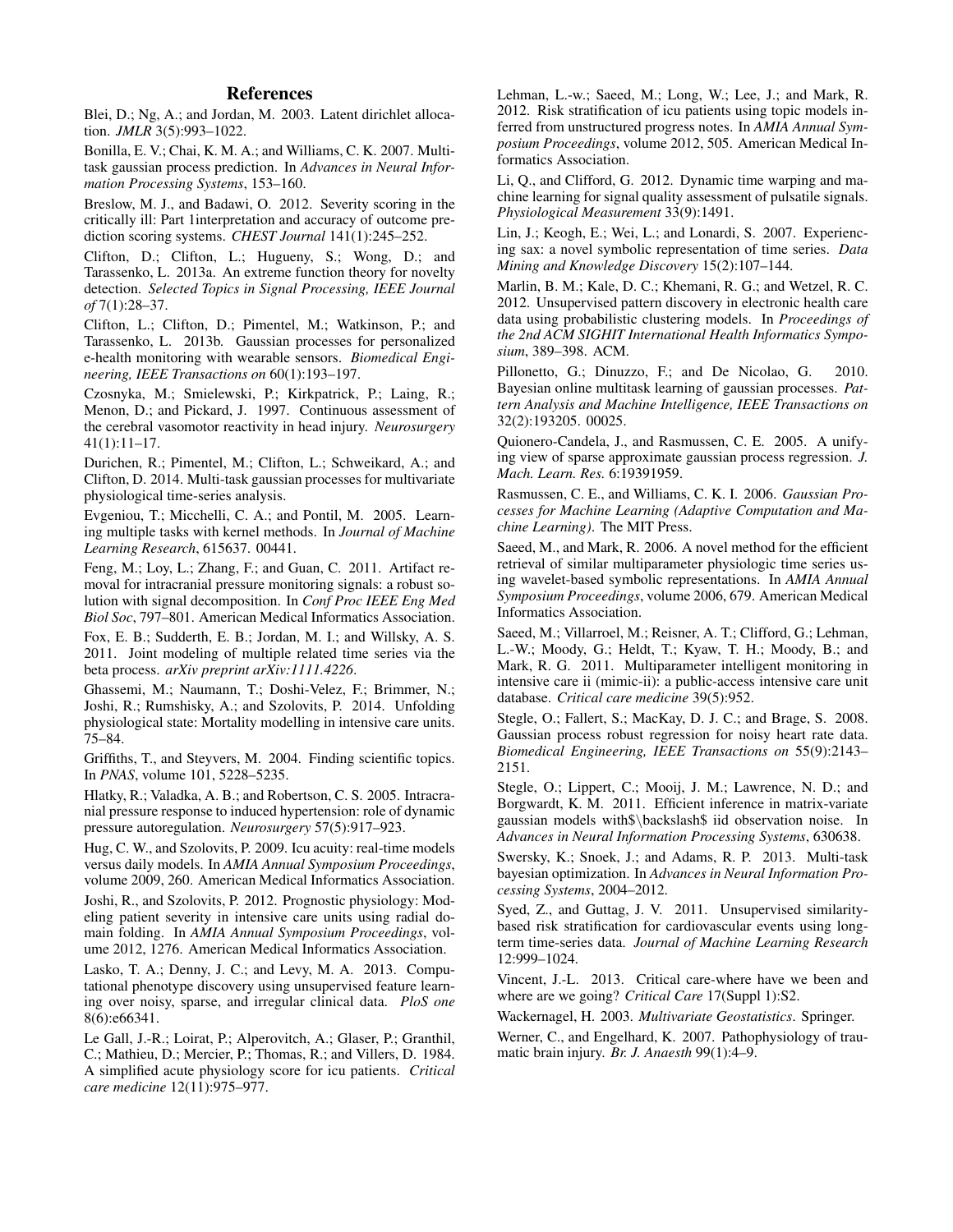## References

Blei, D.; Ng, A.; and Jordan, M. 2003. Latent dirichlet allocation. *JMLR* 3(5):993–1022.

Bonilla, E. V.; Chai, K. M. A.; and Williams, C. K. 2007. Multi-task gaussian process prediction. In *Advances in Neural Information Processing Systems*, 153–160.

Breslow, M. J., and Badawi, O. 2012. Severity scoring in the critically ill: Part 1interpretation and accuracy of outcome prediction scoring systems. *CHEST Journal* 141(1):245–252.

Clifton, D.; Clifton, L.; Hugueny, S.; Wong, D.; and Tarassenko, L. 2013a. An extreme function theory for novelty detection. *Selected Topics in Signal Processing, IEEE Journal of* 7(1):28–37.

Clifton, L.; Clifton, D.; Pimentel, M.; Watkinson, P.; and Tarassenko, L. 2013b. Gaussian processes for personalized e-health monitoring with wearable sensors. *Biomedical Engineering, IEEE Transactions on* 60(1):193–197.

Czosnyka, M.; Smielewski, P.; Kirkpatrick, P.; Laing, R.; Menon, D.; and Pickard, J. 1997. Continuous assessment of the cerebral vasomotor reactivity in head injury. *Neurosurgery* 41(1):11–17.

Durichen, R.; Pimentel, M.; Clifton, L.; Schweikard, A.; and Clifton, D. 2014. Multi-task gaussian processes for multivariate physiological time-series analysis.

Evgeniou, T.; Micchelli, C. A.; and Pontil, M. 2005. Learning multiple tasks with kernel methods. In *Journal of Machine Learning Research*, 615637. 00441.

Feng, M.; Loy, L.; Zhang, F.; and Guan, C. 2011. Artifact removal for intracranial pressure monitoring signals: a robust solution with signal decomposition. In *Conf Proc IEEE Eng Med Biol Soc*, 797–801. American Medical Informatics Association.

Fox, E. B.; Sudderth, E. B.; Jordan, M. I.; and Willsky, A. S. 2011. Joint modeling of multiple related time series via the beta process. *arXiv preprint arXiv:1111.4226*.

Ghassemi, M.; Naumann, T.; Doshi-Velez, F.; Brimmer, N.; Joshi, R.; Rumshisky, A.; and Szolovits, P. 2014. Unfolding physiological state: Mortality modelling in intensive care units. 75–84.

Griffiths, T., and Steyvers, M. 2004. Finding scientific topics. In *PNAS*, volume 101, 5228–5235.

Hlatky, R.; Valadka, A. B.; and Robertson, C. S. 2005. Intracranial pressure response to induced hypertension: role of dynamic pressure autoregulation. *Neurosurgery* 57(5):917–923.

Hug, C. W., and Szolovits, P. 2009. Icu acuity: real-time models versus daily models. In *AMIA Annual Symposium Proceedings*, volume 2009, 260. American Medical Informatics Association.

Joshi, R., and Szolovits, P. 2012. Prognostic physiology: Modeling patient severity in intensive care units using radial domain folding. In *AMIA Annual Symposium Proceedings*, volume 2012, 1276. American Medical Informatics Association.

Lasko, T. A.; Denny, J. C.; and Levy, M. A. 2013. Computational phenotype discovery using unsupervised feature learning over noisy, sparse, and irregular clinical data. *PloS one* 8(6):e66341.

Le Gall, J.-R.; Loirat, P.; Alperovitch, A.; Glaser, P.; Granthil, C.; Mathieu, D.; Mercier, P.; Thomas, R.; and Villers, D. 1984. A simplified acute physiology score for icu patients. *Critical care medicine* 12(11):975–977.

Lehman, L.-w.; Saeed, M.; Long, W.; Lee, J.; and Mark, R. 2012. Risk stratification of icu patients using topic models inferred from unstructured progress notes. In *AMIA Annual Symposium Proceedings*, volume 2012, 505. American Medical Informatics Association.

Li, Q., and Clifford, G. 2012. Dynamic time warping and machine learning for signal quality assessment of pulsatile signals. *Physiological Measurement* 33(9):1491.

Lin, J.; Keogh, E.; Wei, L.; and Lonardi, S. 2007. Experiencing sax: a novel symbolic representation of time series. *Data Mining and Knowledge Discovery* 15(2):107–144.

Marlin, B. M.; Kale, D. C.; Khemani, R. G.; and Wetzel, R. C. 2012. Unsupervised pattern discovery in electronic health care data using probabilistic clustering models. In *Proceedings of the 2nd ACM SIGHIT International Health Informatics Symposium*, 389–398. ACM.

Pillonetto, G.; Dinuzzo, F.; and De Nicolao, G. 2010. Bayesian online multitask learning of gaussian processes. *Pattern Analysis and Machine Intelligence, IEEE Transactions on* 32(2):193205. 00025.

Quionero-Candela, J., and Rasmussen, C. E. 2005. A unifying view of sparse approximate gaussian process regression. *J. Mach. Learn. Res.* 6:19391959.

Rasmussen, C. E., and Williams, C. K. I. 2006. *Gaussian Processes for Machine Learning (Adaptive Computation and Machine Learning)*. The MIT Press.

Saeed, M., and Mark, R. 2006. A novel method for the efficient retrieval of similar multiparameter physiologic time series using wavelet-based symbolic representations. In *AMIA Annual Symposium Proceedings*, volume 2006, 679. American Medical Informatics Association.

Saeed, M.; Villarroel, M.; Reisner, A. T.; Clifford, G.; Lehman, L.-W.; Moody, G.; Heldt, T.; Kyaw, T. H.; Moody, B.; and Mark, R. G. 2011. Multiparameter intelligent monitoring in intensive care ii (mimic-ii): a public-access intensive care unit database. *Critical care medicine* 39(5):952.

Stegle, O.; Fallert, S.; MacKay, D. J. C.; and Brage, S. 2008. Gaussian process robust regression for noisy heart rate data. *Biomedical Engineering, IEEE Transactions on* 55(9):2143–2151.

Stegle, O.; Lippert, C.; Mooij, J. M.; Lawrence, N. D.; and Borgwardt, K. M. 2011. Efficient inference in matrix-variate gaussian models with$\backslash$ iid observation noise. In *Advances in Neural Information Processing Systems*, 630638.

Swersky, K.; Snoek, J.; and Adams, R. P. 2013. Multi-task bayesian optimization. In *Advances in Neural Information Processing Systems*, 2004–2012.

Syed, Z., and Guttag, J. V. 2011. Unsupervised similarity-based risk stratification for cardiovascular events using long-term time-series data. *Journal of Machine Learning Research* 12:999–1024.

Vincent, J.-L. 2013. Critical care-where have we been and where are we going? *Critical Care* 17(Suppl 1):S2.

Wackernagel, H. 2003. *Multivariate Geostatistics*. Springer.

Werner, C., and Engelhard, K. 2007. Pathophysiology of traumatic brain injury. *Br. J. Anaesth* 99(1):4–9.